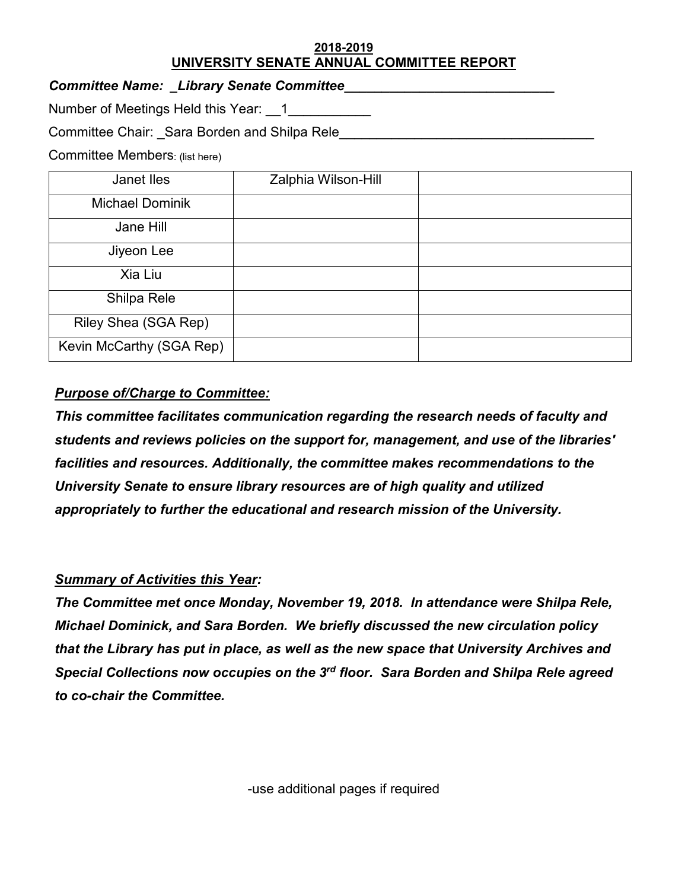**2018-2019**
**UNIVERSITY SENATE ANNUAL COMMITTEE REPORT**

***Committee Name:** _Library Senate Committee_____________________________*

Number of Meetings Held this Year: __1___________

Committee Chair: _Sara Borden and Shilpa Rele__________________________________

Committee Members: (list here)

| | | |
|---|---|---|
| Janet Iles | Zalphia Wilson-Hill | |
| Michael Dominik | | |
| Jane Hill | | |
| Jiyeon Lee | | |
| Xia Liu | | |
| Shilpa Rele | | |
| Riley Shea (SGA Rep) | | |
| Kevin McCarthy (SGA Rep) | | |

***Purpose of/Charge to Committee:***

***This committee facilitates communication regarding the research needs of faculty and students and reviews policies on the support for, management, and use of the libraries' facilities and resources. Additionally, the committee makes recommendations to the University Senate to ensure library resources are of high quality and utilized appropriately to further the educational and research mission of the University.***

***Summary of Activities this Year:***

***The Committee met once Monday, November 19, 2018. In attendance were Shilpa Rele, Michael Dominick, and Sara Borden. We briefly discussed the new circulation policy that the Library has put in place, as well as the new space that University Archives and Special Collections now occupies on the 3rd floor. Sara Borden and Shilpa Rele agreed to co-chair the Committee.***

-use additional pages if required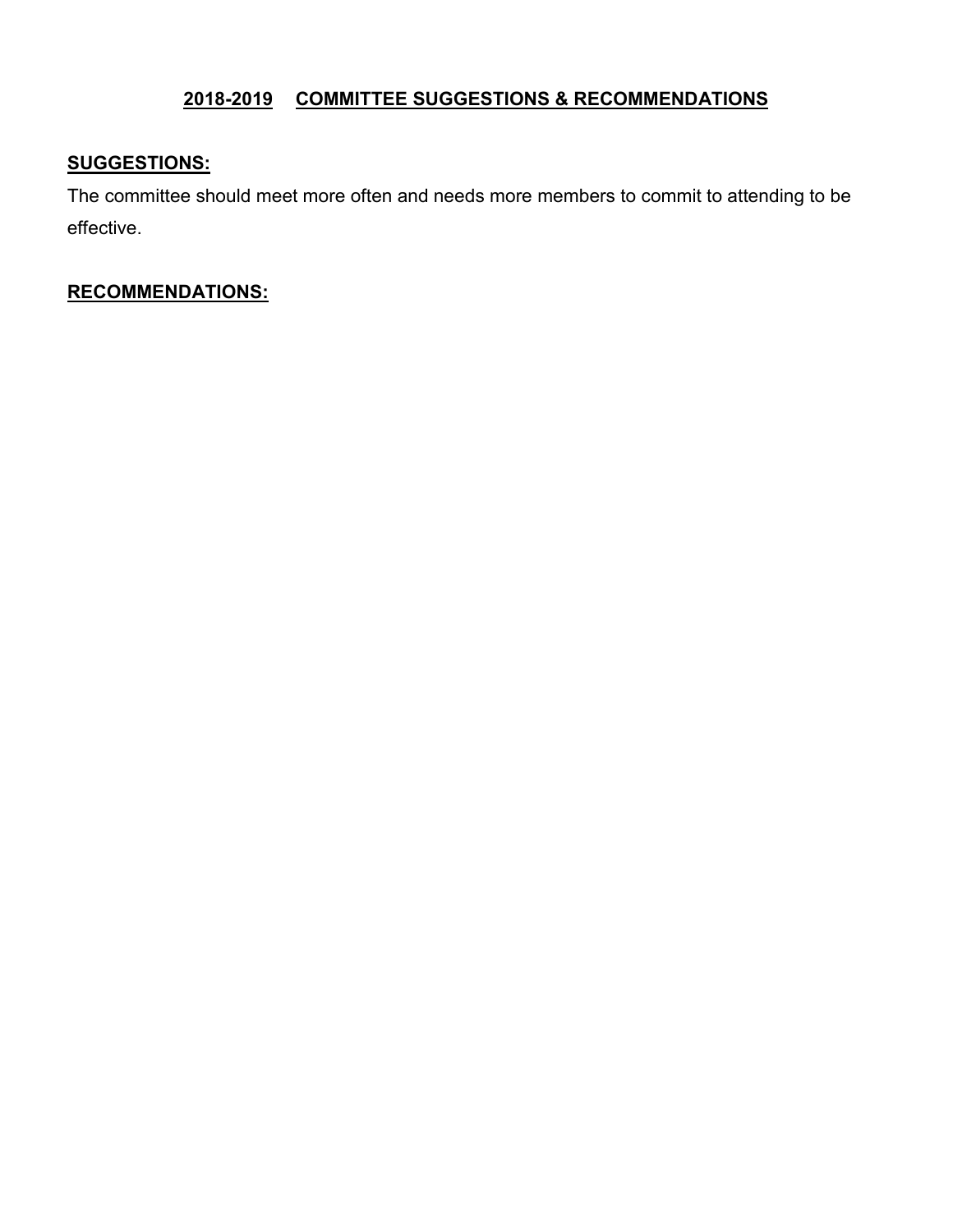# 2018-2019 COMMITTEE SUGGESTIONS & RECOMMENDATIONS

## SUGGESTIONS:

The committee should meet more often and needs more members to commit to attending to be effective.

## RECOMMENDATIONS: